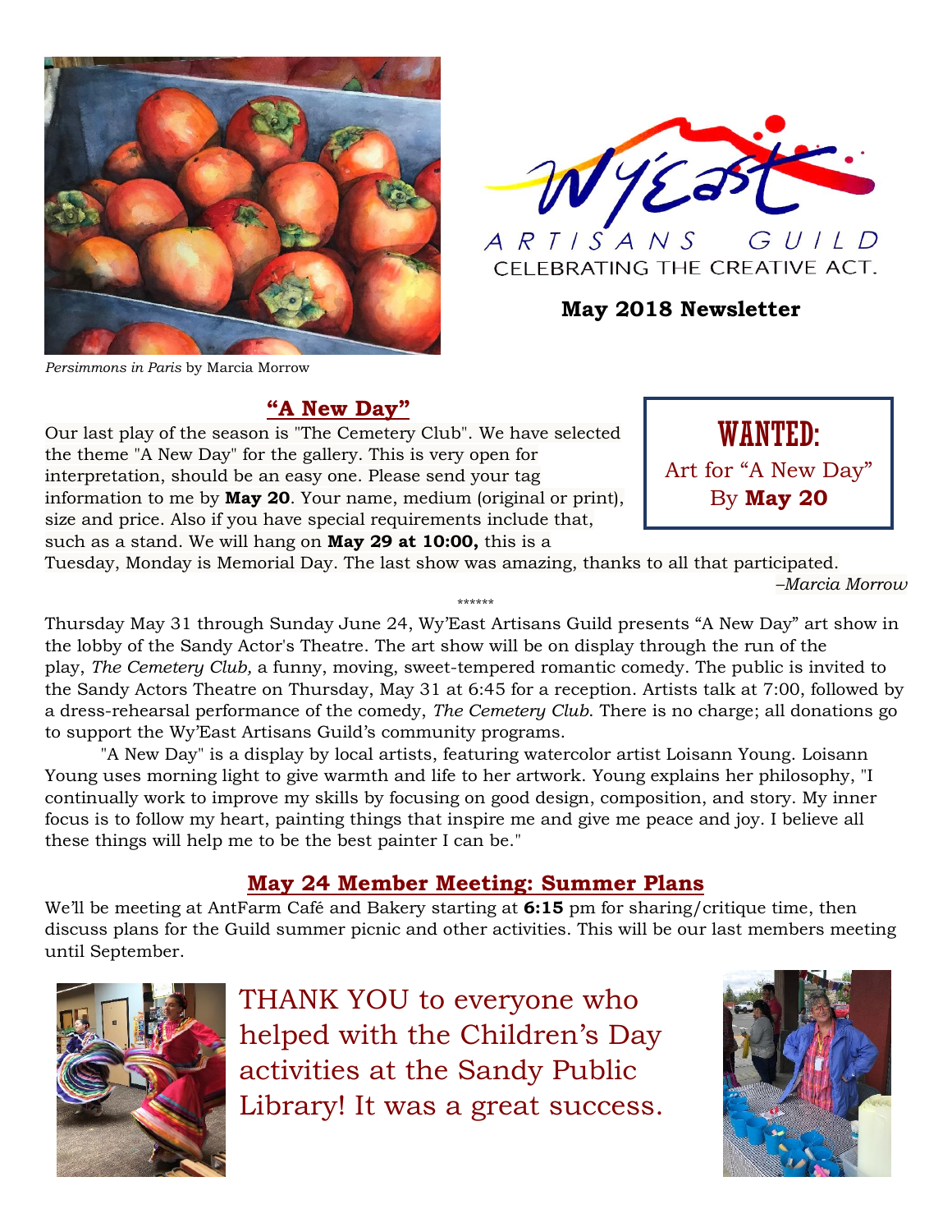*Persimmons in Paris* by Marcia Morrow

WY'EAST ARTISANS GUILD

CELEBRATING THE CREATIVE ACT.

**May 2018 Newsletter**

## "A New Day"

**WANTED:**
Art for "A New Day"
By **May 20**

Our last play of the season is "The Cemetery Club". We have selected the theme "A New Day" for the gallery. This is very open for interpretation, should be an easy one. Please send your tag information to me by **May 20**. Your name, medium (original or print), size and price. Also if you have special requirements include that, such as a stand. We will hang on **May 29 at 10:00,** this is a Tuesday, Monday is Memorial Day. The last show was amazing, thanks to all that participated.

*–Marcia Morrow*

******

Thursday May 31 through Sunday June 24, Wy'East Artisans Guild presents "A New Day" art show in the lobby of the Sandy Actor's Theatre. The art show will be on display through the run of the play, *The Cemetery Club,* a funny, moving, sweet-tempered romantic comedy. The public is invited to the Sandy Actors Theatre on Thursday, May 31 at 6:45 for a reception. Artists talk at 7:00, followed by a dress-rehearsal performance of the comedy, *The Cemetery Club*. There is no charge; all donations go to support the Wy'East Artisans Guild's community programs.

"A New Day" is a display by local artists, featuring watercolor artist Loisann Young. Loisann Young uses morning light to give warmth and life to her artwork. Young explains her philosophy, "I continually work to improve my skills by focusing on good design, composition, and story. My inner focus is to follow my heart, painting things that inspire me and give me peace and joy. I believe all these things will help me to be the best painter I can be."

## May 24 Member Meeting: Summer Plans

We'll be meeting at AntFarm Café and Bakery starting at **6:15** pm for sharing/critique time, then discuss plans for the Guild summer picnic and other activities. This will be our last members meeting until September.

THANK YOU to everyone who helped with the Children's Day activities at the Sandy Public Library! It was a great success.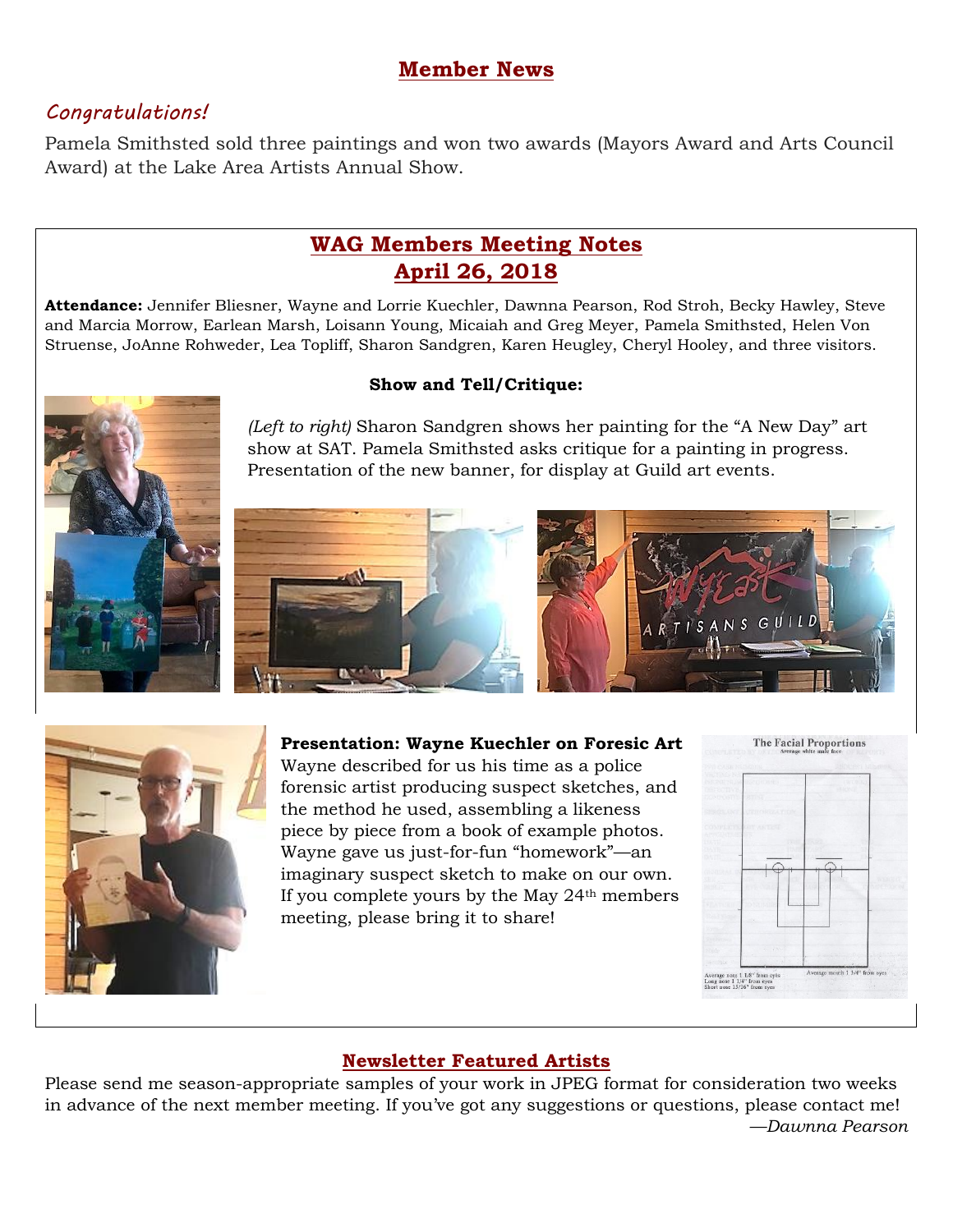# Member News

## *Congratulations!*

Pamela Smithsted sold three paintings and won two awards (Mayors Award and Arts Council Award) at the Lake Area Artists Annual Show.

## WAG Members Meeting Notes
## April 26, 2018

**Attendance:** Jennifer Bliesner, Wayne and Lorrie Kuechler, Dawnna Pearson, Rod Stroh, Becky Hawley, Steve and Marcia Morrow, Earlean Marsh, Loisann Young, Micaiah and Greg Meyer, Pamela Smithsted, Helen Von Struense, JoAnne Rohweder, Lea Topliff, Sharon Sandgren, Karen Heugley, Cheryl Hooley, and three visitors.

**Show and Tell/Critique:**

*(Left to right)* Sharon Sandgren shows her painting for the "A New Day" art show at SAT. Pamela Smithsted asks critique for a painting in progress. Presentation of the new banner, for display at Guild art events.

**Presentation: Wayne Kuechler on Foresic Art**

Wayne described for us his time as a police forensic artist producing suspect sketches, and the method he used, assembling a likeness piece by piece from a book of example photos. Wayne gave us just-for-fun "homework"—an imaginary suspect sketch to make on our own. If you complete yours by the May 24th members meeting, please bring it to share!

### Newsletter Featured Artists

Please send me season-appropriate samples of your work in JPEG format for consideration two weeks in advance of the next member meeting. If you've got any suggestions or questions, please contact me!

*—Dawnna Pearson*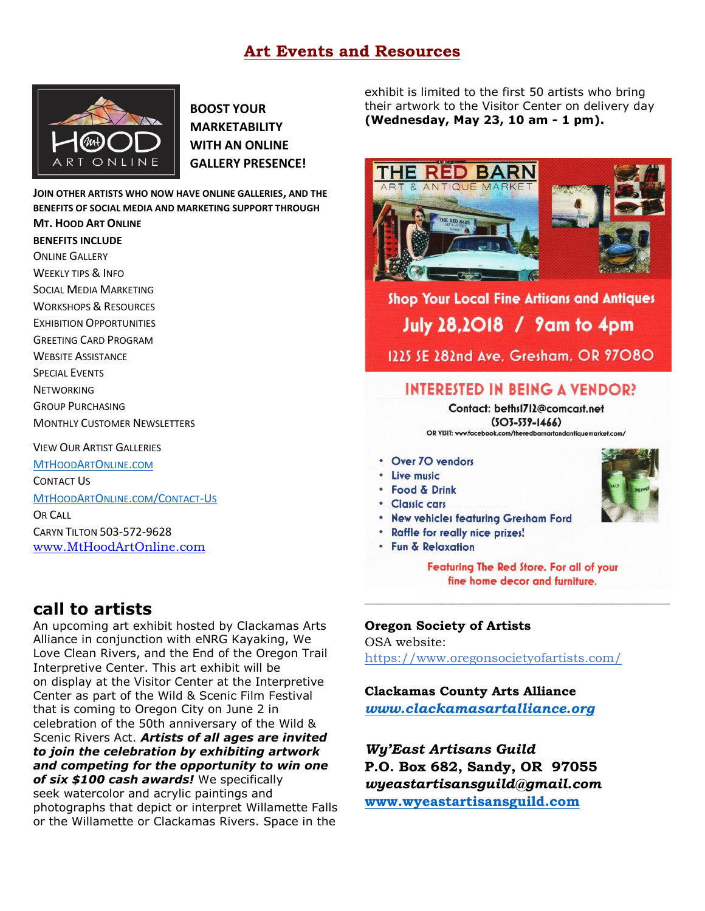# Art Events and Resources

**BOOST YOUR MARKETABILITY WITH AN ONLINE GALLERY PRESENCE!**

**JOIN OTHER ARTISTS WHO NOW HAVE ONLINE GALLERIES, AND THE BENEFITS OF SOCIAL MEDIA AND MARKETING SUPPORT THROUGH MT. HOOD ART ONLINE**

**BENEFITS INCLUDE**

ONLINE GALLERY
WEEKLY TIPS & INFO
SOCIAL MEDIA MARKETING
WORKSHOPS & RESOURCES
EXHIBITION OPPORTUNITIES
GREETING CARD PROGRAM
WEBSITE ASSISTANCE
SPECIAL EVENTS
NETWORKING
GROUP PURCHASING
MONTHLY CUSTOMER NEWSLETTERS

VIEW OUR ARTIST GALLERIES
MTHOODARTONLINE.COM
CONTACT US
MTHOODARTONLINE.COM/CONTACT-US
OR CALL
CARYN TILTON 503-572-9628
www.MtHoodArtOnline.com

## call to artists

An upcoming art exhibit hosted by Clackamas Arts Alliance in conjunction with eNRG Kayaking, We Love Clean Rivers, and the End of the Oregon Trail Interpretive Center. This art exhibit will be on display at the Visitor Center at the Interpretive Center as part of the Wild & Scenic Film Festival that is coming to Oregon City on June 2 in celebration of the 50th anniversary of the Wild & Scenic Rivers Act. ***Artists of all ages are invited to join the celebration by exhibiting artwork and competing for the opportunity to win one of six $100 cash awards!*** We specifically seek watercolor and acrylic paintings and photographs that depict or interpret Willamette Falls or the Willamette or Clackamas Rivers. Space in the exhibit is limited to the first 50 artists who bring their artwork to the Visitor Center on delivery day **(Wednesday, May 23, 10 am - 1 pm).**

**THE RED BARN**
ART & ANTIQUE MARKET

**Shop Your Local Fine Artisans and Antiques**
**July 28,2018 / 9am to 4pm**
**1225 SE 282nd Ave. Gresham, OR 97080**

**INTERESTED IN BEING A VENDOR?**
Contact: beths1712@comcast.net
(503-539-1466)
OR VISIT: www.facebook.com/theredbarnartandantiquemarket.com/

- Over 70 vendors
- Live music
- Food & Drink
- Classic cars
- New vehicles featuring Gresham Ford
- Raffle for really nice prizes!
- Fun & Relaxation

Featuring The Red Store. For all of your fine home decor and furniture.

---

**Oregon Society of Artists**
OSA website:
https://www.oregonsocietyofartists.com/

**Clackamas County Arts Alliance**
***www.clackamasartalliance.org***

***Wy'East Artisans Guild***
**P.O. Box 682, Sandy, OR 97055**
***wyeastartisansguild@gmail.com***
**www.wyeastartisansguild.com**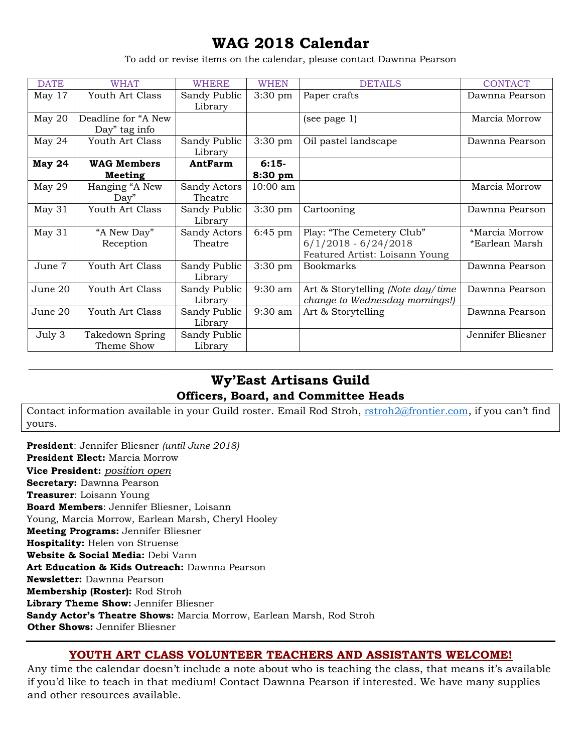# WAG 2018 Calendar

To add or revise items on the calendar, please contact Dawnna Pearson

| DATE | WHAT | WHERE | WHEN | DETAILS | CONTACT |
|---|---|---|---|---|---|
| May 17 | Youth Art Class | Sandy Public Library | 3:30 pm | Paper crafts | Dawnna Pearson |
| May 20 | Deadline for "A New Day" tag info | | | (see page 1) | Marcia Morrow |
| May 24 | Youth Art Class | Sandy Public Library | 3:30 pm | Oil pastel landscape | Dawnna Pearson |
| **May 24** | **WAG Members Meeting** | **AntFarm** | **6:15-8:30 pm** | | |
| May 29 | Hanging "A New Day" | Sandy Actors Theatre | 10:00 am | | Marcia Morrow |
| May 31 | Youth Art Class | Sandy Public Library | 3:30 pm | Cartooning | Dawnna Pearson |
| May 31 | "A New Day" Reception | Sandy Actors Theatre | 6:45 pm | Play: "The Cemetery Club" 6/1/2018 - 6/24/2018 Featured Artist: Loisann Young | *Marcia Morrow *Earlean Marsh |
| June 7 | Youth Art Class | Sandy Public Library | 3:30 pm | Bookmarks | Dawnna Pearson |
| June 20 | Youth Art Class | Sandy Public Library | 9:30 am | Art & Storytelling *(Note day/time change to Wednesday mornings!)* | Dawnna Pearson |
| June 20 | Youth Art Class | Sandy Public Library | 9:30 am | Art & Storytelling | Dawnna Pearson |
| July 3 | Takedown Spring Theme Show | Sandy Public Library | | | Jennifer Bliesner |

---

## Wy'East Artisans Guild

### Officers, Board, and Committee Heads

Contact information available in your Guild roster. Email Rod Stroh, rstroh2@frontier.com, if you can't find yours.

**President**: Jennifer Bliesner *(until June 2018)*
**President Elect:** Marcia Morrow
**Vice President:** *position open*
**Secretary:** Dawnna Pearson
**Treasurer**: Loisann Young
**Board Members**: Jennifer Bliesner, Loisann Young, Marcia Morrow, Earlean Marsh, Cheryl Hooley
**Meeting Programs:** Jennifer Bliesner
**Hospitality:** Helen von Struense
**Website & Social Media:** Debi Vann
**Art Education & Kids Outreach:** Dawnna Pearson
**Newsletter:** Dawnna Pearson
**Membership (Roster):** Rod Stroh
**Library Theme Show:** Jennifer Bliesner
**Sandy Actor's Theatre Shows:** Marcia Morrow, Earlean Marsh, Rod Stroh
**Other Shows:** Jennifer Bliesner

---

### YOUTH ART CLASS VOLUNTEER TEACHERS AND ASSISTANTS WELCOME!

Any time the calendar doesn't include a note about who is teaching the class, that means it's available if you'd like to teach in that medium! Contact Dawnna Pearson if interested. We have many supplies and other resources available.